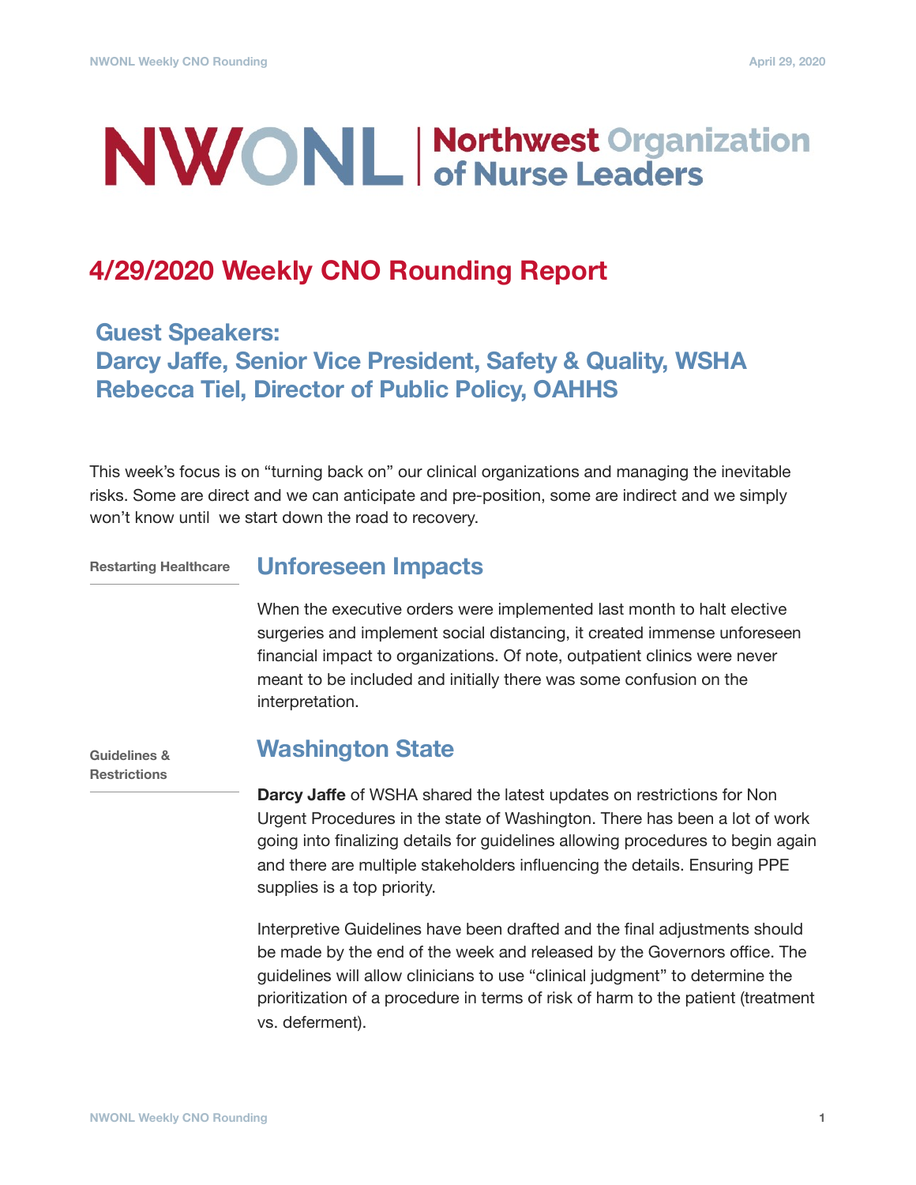# NWONL | Northwest Organization of Nurse Leaders

## 4/29/2020 Weekly CNO Rounding Report

### Guest Speakers:
### Darcy Jaffe, Senior Vice President, Safety & Quality, WSHA
### Rebecca Tiel, Director of Public Policy, OAHHS

This week's focus is on "turning back on" our clinical organizations and managing the inevitable risks. Some are direct and we can anticipate and pre-position, some are indirect and we simply won't know until we start down the road to recovery.

**Restarting Healthcare**

### Unforeseen Impacts

When the executive orders were implemented last month to halt elective surgeries and implement social distancing, it created immense unforeseen financial impact to organizations. Of note, outpatient clinics were never meant to be included and initially there was some confusion on the interpretation.

**Guidelines & Restrictions**

### Washington State

**Darcy Jaffe** of WSHA shared the latest updates on restrictions for Non Urgent Procedures in the state of Washington. There has been a lot of work going into finalizing details for guidelines allowing procedures to begin again and there are multiple stakeholders influencing the details. Ensuring PPE supplies is a top priority.

Interpretive Guidelines have been drafted and the final adjustments should be made by the end of the week and released by the Governors office. The guidelines will allow clinicians to use "clinical judgment" to determine the prioritization of a procedure in terms of risk of harm to the patient (treatment vs. deferment).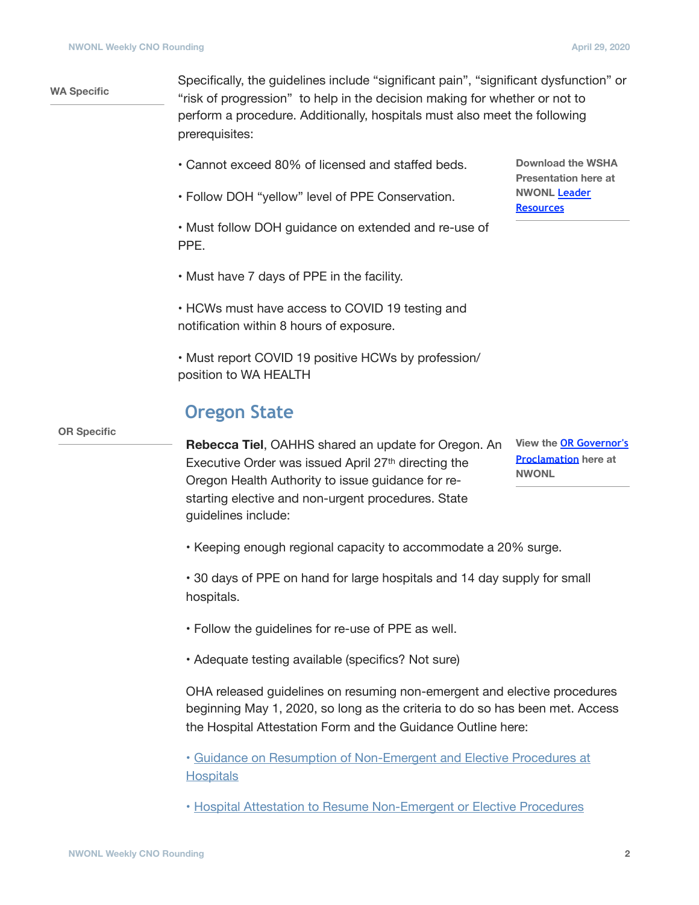WA Specific

Specifically, the guidelines include "significant pain", "significant dysfunction" or "risk of progression" to help in the decision making for whether or not to perform a procedure. Additionally, hospitals must also meet the following prerequisites:

- Cannot exceed 80% of licensed and staffed beds.
- Follow DOH "yellow" level of PPE Conservation.
- Must follow DOH guidance on extended and re-use of PPE.
- Must have 7 days of PPE in the facility.
- HCWs must have access to COVID 19 testing and notification within 8 hours of exposure.
- Must report COVID 19 positive HCWs by profession/ position to WA HEALTH

Download the WSHA Presentation here at NWONL [Leader Resources]

## Oregon State

OR Specific

**Rebecca Tiel**, OAHHS shared an update for Oregon. An Executive Order was issued April 27th directing the Oregon Health Authority to issue guidance for re-starting elective and non-urgent procedures. State guidelines include:

View the [OR Governor's Proclamation] here at NWONL

- Keeping enough regional capacity to accommodate a 20% surge.
- 30 days of PPE on hand for large hospitals and 14 day supply for small hospitals.
- Follow the guidelines for re-use of PPE as well.
- Adequate testing available (specifics? Not sure)

OHA released guidelines on resuming non-emergent and elective procedures beginning May 1, 2020, so long as the criteria to do so has been met. Access the Hospital Attestation Form and the Guidance Outline here:

- [Guidance on Resumption of Non-Emergent and Elective Procedures at Hospitals]
- [Hospital Attestation to Resume Non-Emergent or Elective Procedures]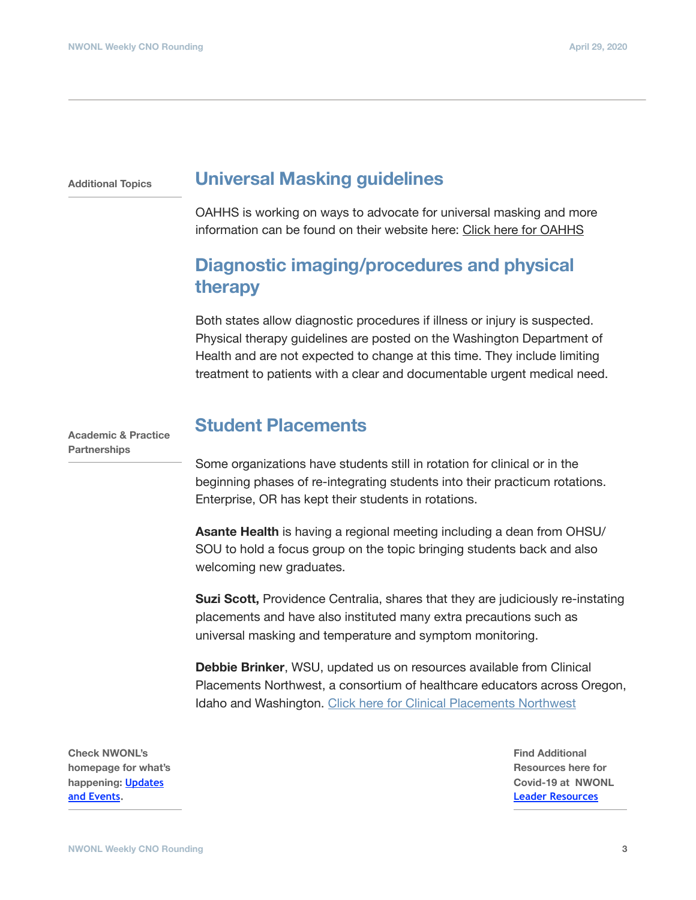**Additional Topics**

## Universal Masking guidelines

OAHHS is working on ways to advocate for universal masking and more information can be found on their website here: Click here for OAHHS

## Diagnostic imaging/procedures and physical therapy

Both states allow diagnostic procedures if illness or injury is suspected. Physical therapy guidelines are posted on the Washington Department of Health and are not expected to change at this time. They include limiting treatment to patients with a clear and documentable urgent medical need.

**Academic & Practice Partnerships**

## Student Placements

Some organizations have students still in rotation for clinical or in the beginning phases of re-integrating students into their practicum rotations. Enterprise, OR has kept their students in rotations.

**Asante Health** is having a regional meeting including a dean from OHSU/SOU to hold a focus group on the topic bringing students back and also welcoming new graduates.

**Suzi Scott,** Providence Centralia, shares that they are judiciously re-instating placements and have also instituted many extra precautions such as universal masking and temperature and symptom monitoring.

**Debbie Brinker**, WSU, updated us on resources available from Clinical Placements Northwest, a consortium of healthcare educators across Oregon, Idaho and Washington. Click here for Clinical Placements Northwest

**Check NWONL's homepage for what's happening: Updates and Events.**

**Find Additional Resources here for Covid-19 at NWONL Leader Resources**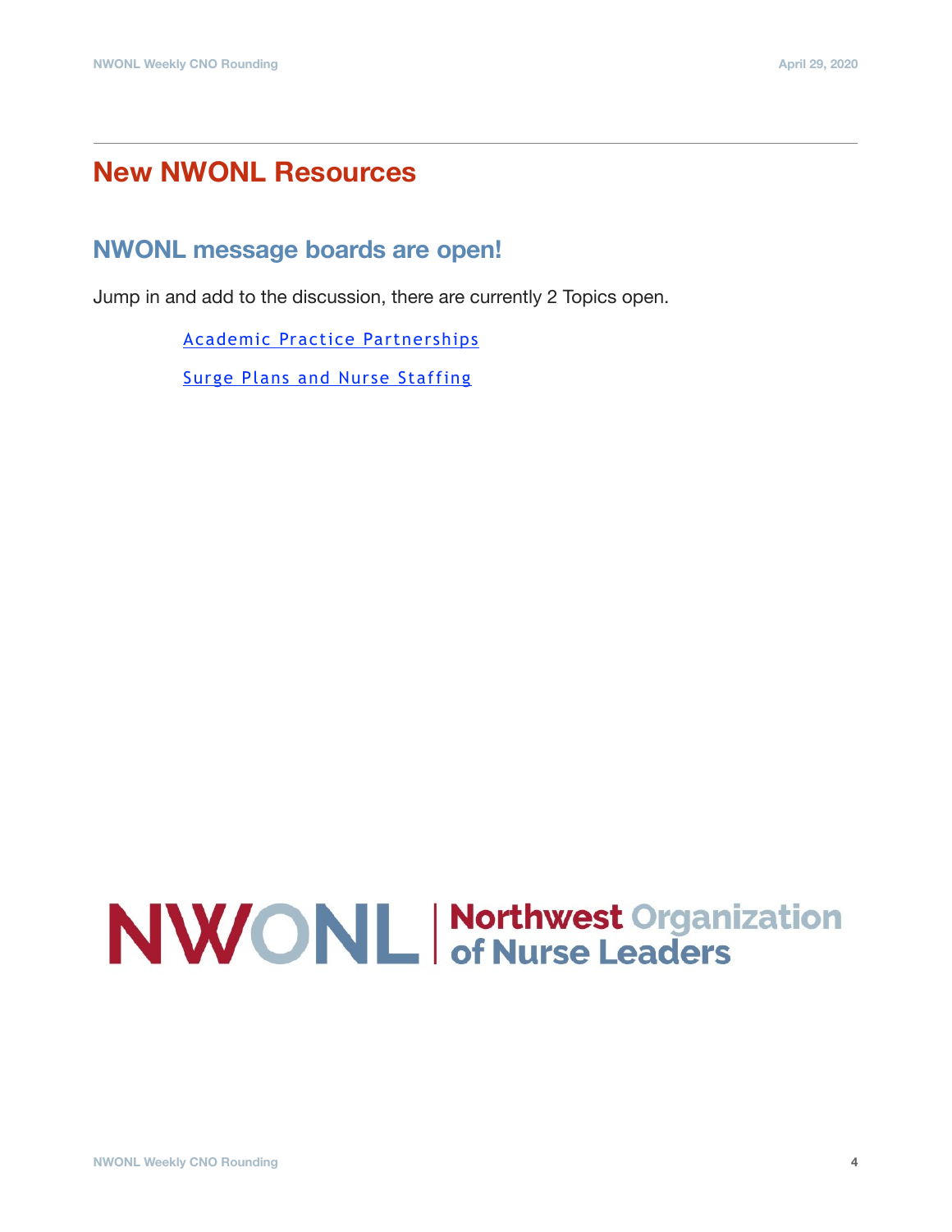## New NWONL Resources

### NWONL message boards are open!

Jump in and add to the discussion, there are currently 2 Topics open.

[Academic Practice Partnerships]

[Surge Plans and Nurse Staffing]

NWONL | Northwest Organization of Nurse Leaders